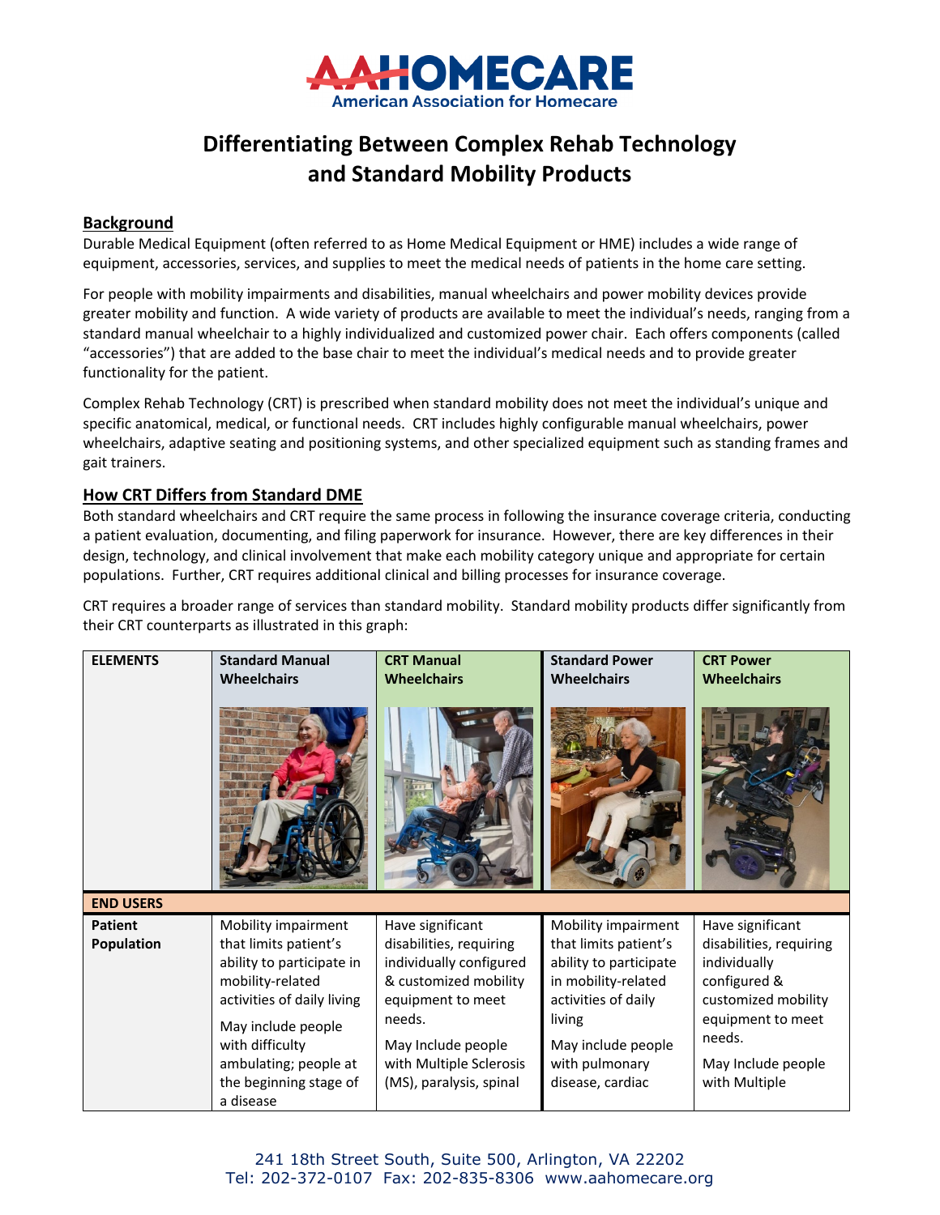AAHOMECARE
American Association for Homecare

# Differentiating Between Complex Rehab Technology and Standard Mobility Products

## Background

Durable Medical Equipment (often referred to as Home Medical Equipment or HME) includes a wide range of equipment, accessories, services, and supplies to meet the medical needs of patients in the home care setting.

For people with mobility impairments and disabilities, manual wheelchairs and power mobility devices provide greater mobility and function. A wide variety of products are available to meet the individual's needs, ranging from a standard manual wheelchair to a highly individualized and customized power chair. Each offers components (called "accessories") that are added to the base chair to meet the individual's medical needs and to provide greater functionality for the patient.

Complex Rehab Technology (CRT) is prescribed when standard mobility does not meet the individual's unique and specific anatomical, medical, or functional needs. CRT includes highly configurable manual wheelchairs, power wheelchairs, adaptive seating and positioning systems, and other specialized equipment such as standing frames and gait trainers.

## How CRT Differs from Standard DME

Both standard wheelchairs and CRT require the same process in following the insurance coverage criteria, conducting a patient evaluation, documenting, and filing paperwork for insurance. However, there are key differences in their design, technology, and clinical involvement that make each mobility category unique and appropriate for certain populations. Further, CRT requires additional clinical and billing processes for insurance coverage.

CRT requires a broader range of services than standard mobility. Standard mobility products differ significantly from their CRT counterparts as illustrated in this graph:

| ELEMENTS | Standard Manual Wheelchairs | CRT Manual Wheelchairs | Standard Power Wheelchairs | CRT Power Wheelchairs |
|---|---|---|---|---|
| **END USERS** | | | | |
| **Patient Population** | Mobility impairment that limits patient's ability to participate in mobility-related activities of daily living<br><br>May include people with difficulty ambulating; people at the beginning stage of a disease | Have significant disabilities, requiring individually configured & customized mobility equipment to meet needs.<br><br>May Include people with Multiple Sclerosis (MS), paralysis, spinal | Mobility impairment that limits patient's ability to participate in mobility-related activities of daily living<br><br>May include people with pulmonary disease, cardiac | Have significant disabilities, requiring individually configured & customized mobility equipment to meet needs.<br><br>May Include people with Multiple |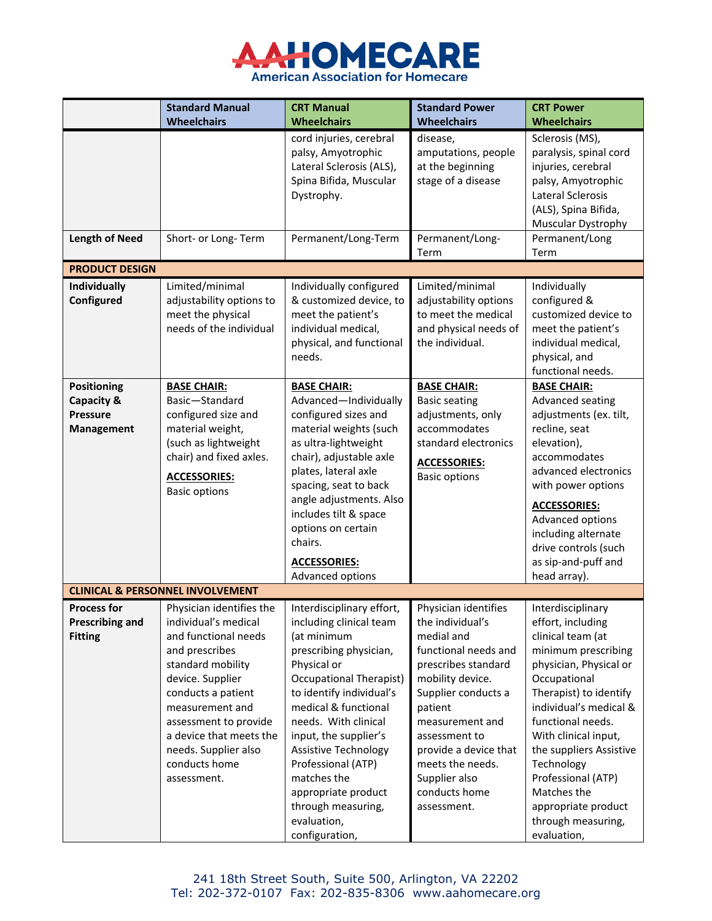| | Standard Manual Wheelchairs | CRT Manual Wheelchairs | Standard Power Wheelchairs | CRT Power Wheelchairs |
|---|---|---|---|---|
| | | cord injuries, cerebral palsy, Amyotrophic Lateral Sclerosis (ALS), Spina Bifida, Muscular Dystrophy. | disease, amputations, people at the beginning stage of a disease | Sclerosis (MS), paralysis, spinal cord injuries, cerebral palsy, Amyotrophic Lateral Sclerosis (ALS), Spina Bifida, Muscular Dystrophy |
| **Length of Need** | Short- or Long- Term | Permanent/Long-Term | Permanent/Long-Term | Permanent/Long Term |
| **PRODUCT DESIGN** | | | | |
| **Individually Configured** | Limited/minimal adjustability options to meet the physical needs of the individual | Individually configured & customized device, to meet the patient's individual medical, physical, and functional needs. | Limited/minimal adjustability options to meet the medical and physical needs of the individual. | Individually configured & customized device to meet the patient's individual medical, physical, and functional needs. |
| **Positioning Capacity & Pressure Management** | **BASE CHAIR:** Basic—Standard configured size and material weight, (such as lightweight chair) and fixed axles. **ACCESSORIES:** Basic options | **BASE CHAIR:** Advanced—Individually configured sizes and material weights (such as ultra-lightweight chair), adjustable axle plates, lateral axle spacing, seat to back angle adjustments. Also includes tilt & space options on certain chairs. **ACCESSORIES:** Advanced options | **BASE CHAIR:** Basic seating adjustments, only accommodates standard electronics **ACCESSORIES:** Basic options | **BASE CHAIR:** Advanced seating adjustments (ex. tilt, recline, seat elevation), accommodates advanced electronics with power options **ACCESSORIES:** Advanced options including alternate drive controls (such as sip-and-puff and head array). |
| **CLINICAL & PERSONNEL INVOLVEMENT** | | | | |
| **Process for Prescribing and Fitting** | Physician identifies the individual's medical and functional needs and prescribes standard mobility device. Supplier conducts a patient measurement and assessment to provide a device that meets the needs. Supplier also conducts home assessment. | Interdisciplinary effort, including clinical team (at minimum prescribing physician, Physical or Occupational Therapist) to identify individual's medical & functional needs. With clinical input, the supplier's Assistive Technology Professional (ATP) matches the appropriate product through measuring, evaluation, configuration, | Physician identifies the individual's medial and functional needs and prescribes standard mobility device. Supplier conducts a patient measurement and assessment to provide a device that meets the needs. Supplier also conducts home assessment. | Interdisciplinary effort, including clinical team (at minimum prescribing physician, Physical or Occupational Therapist) to identify individual's medical & functional needs. With clinical input, the suppliers Assistive Technology Professional (ATP) Matches the appropriate product through measuring, evaluation, |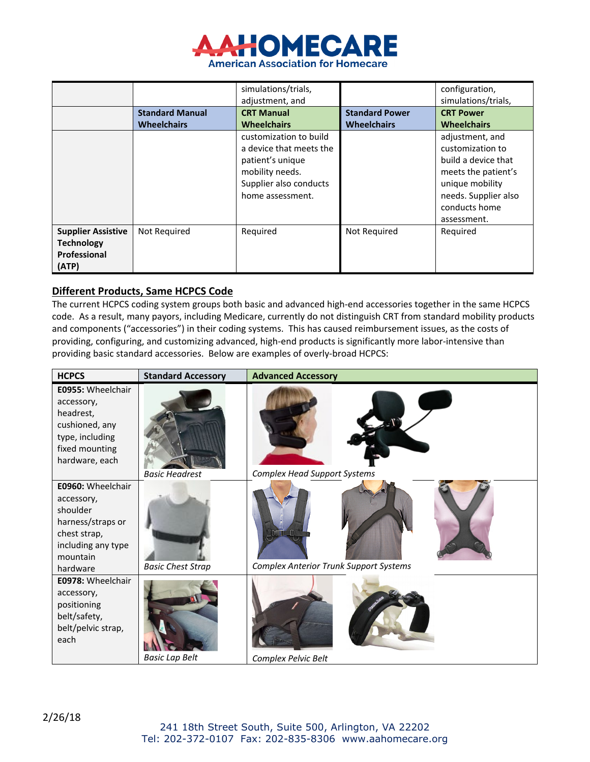| | | | | |
|---|---|---|---|---|
| | | simulations/trials, adjustment, and | | configuration, simulations/trials, |
| | **Standard Manual Wheelchairs** | **CRT Manual Wheelchairs** | **Standard Power Wheelchairs** | **CRT Power Wheelchairs** |
| | | customization to build a device that meets the patient's unique mobility needs. Supplier also conducts home assessment. | | adjustment, and customization to build a device that meets the patient's unique mobility needs. Supplier also conducts home assessment. |
| **Supplier Assistive Technology Professional (ATP)** | Not Required | Required | Not Required | Required |

## Different Products, Same HCPCS Code

The current HCPCS coding system groups both basic and advanced high-end accessories together in the same HCPCS code. As a result, many payors, including Medicare, currently do not distinguish CRT from standard mobility products and components ("accessories") in their coding systems. This has caused reimbursement issues, as the costs of providing, configuring, and customizing advanced, high-end products is significantly more labor-intensive than providing basic standard accessories. Below are examples of overly-broad HCPCS:

| HCPCS | Standard Accessory | Advanced Accessory |
|---|---|---|
| **E0955:** Wheelchair accessory, headrest, cushioned, any type, including fixed mounting hardware, each | *Basic Headrest* | *Complex Head Support Systems* |
| **E0960:** Wheelchair accessory, shoulder harness/straps or chest strap, including any type mountain hardware | *Basic Chest Strap* | *Complex Anterior Trunk Support Systems* |
| **E0978:** Wheelchair accessory, positioning belt/safety, belt/pelvic strap, each | *Basic Lap Belt* | *Complex Pelvic Belt* |

2/26/18

241 18th Street South, Suite 500, Arlington, VA 22202
Tel: 202-372-0107 Fax: 202-835-8306 www.aahomecare.org